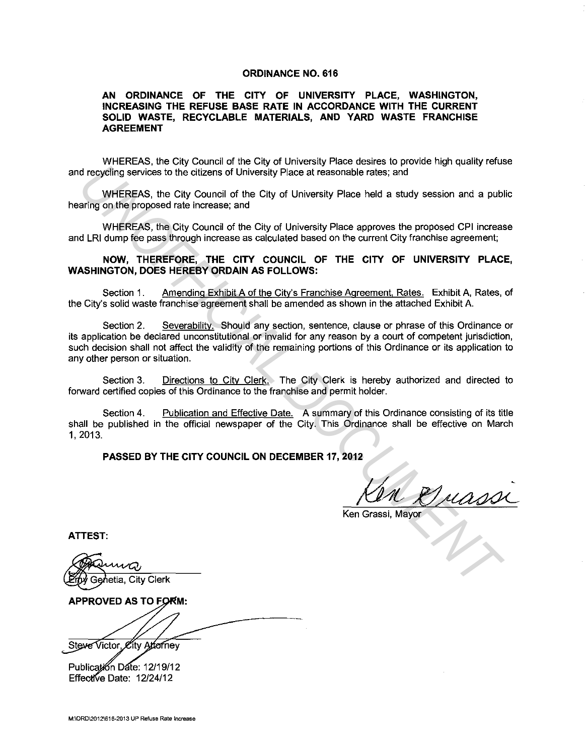# ORDINANCE NO. 616

## AN ORDINANCE OF THE CITY OF UNIVERSITY PLACE, WASHINGTON, INCREASING THE REFUSE BASE RATE IN ACCORDANCE WITH THE CURRENT SOLID WASTE, RECYCLABLE MATERIALS, AND YARD WASTE FRANCHISE AGREEMENT

WHEREAS, the City Council of the City of University Place desires to provide high quality refuse and recycling services to the citizens of University Place at reasonable rates; and

WHEREAS, the City Council of the City of University Place held a study session and a public hearing on the proposed rate increase; and

WHEREAS, the City Council of the City of University Place approves the proposed CPI increase and LRI dump fee pass through increase as calculated based on the current City franchise agreement;

**NOW, THEREFORE, THE CITY COUNCIL OF THE CITY OF UNIVERSITY PLACE, WASHINGTON, DOES HEREBY ORDAIN AS FOLLOWS:**

Section 1. Amending Exhibit A of the City's Franchise Agreement, Rates. Exhibit A, Rates, of the City's solid waste franchise agreement shall be amended as shown in the attached Exhibit A.

Section 2. Severability. Should any section, sentence, clause or phrase of this Ordinance or its application be declared unconstitutional or invalid for any reason by a court of competent jurisdiction, such decision shall not affect the validity of the remaining portions of this Ordinance or its application to any other person or situation.

Section 3. Directions to City Clerk. The City Clerk is hereby authorized and directed to forward certified copies of this Ordinance to the franchise and permit holder.

Section 4. Publication and Effective Date. A summary of this Ordinance consisting of its title shall be published in the official newspaper of the City. This Ordinance shall be effective on March 1, 2013.

**PASSED BY THE CITY COUNCIL ON DECEMBER 17, 2012**

Ken Grassi, Mayor

**ATTEST:**

Emy Genetia, City Clerk

**APPROVED AS TO FORM:**

Steve Victor, City Attorney

Publication Date: 12/19/12
Effective Date: 12/24/12

M:\ORD\2012\616-2013 UP Refuse Rate Increase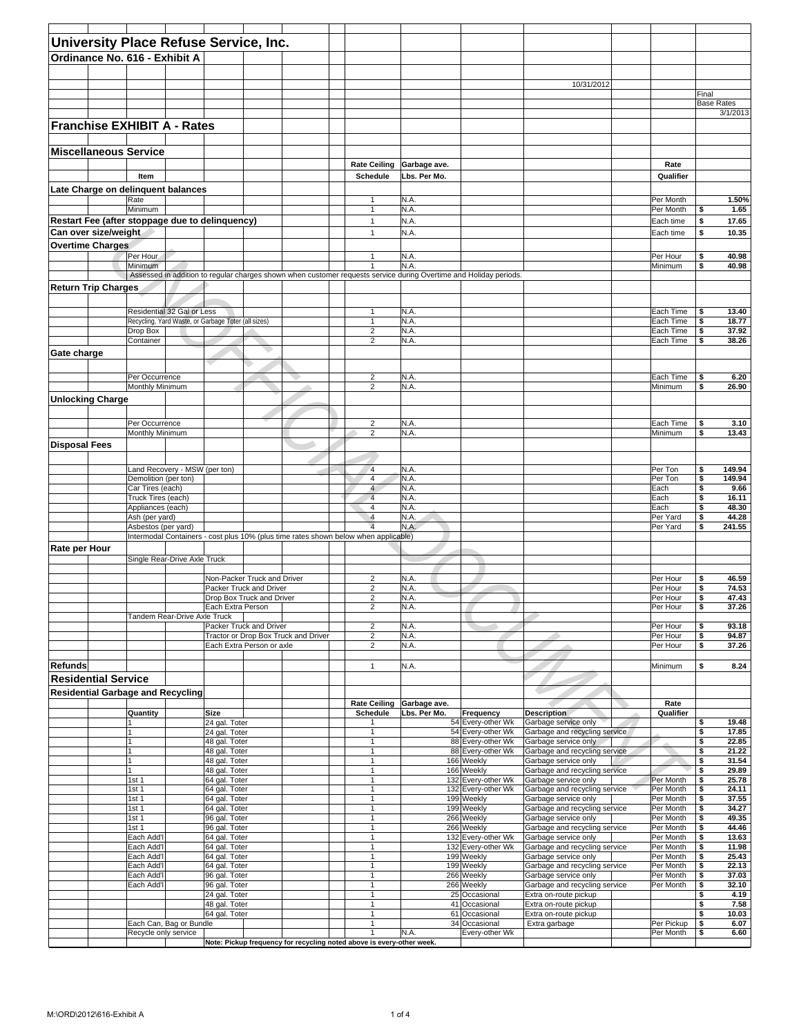# University Place Refuse Service, Inc.

## Ordinance No. 616 - Exhibit A

10/31/2012

Final
Base Rates
3/1/2013

## Franchise EXHIBIT A - Rates

### Miscellaneous Service

| Item | | Rate Ceiling Schedule | Garbage ave. Lbs. Per Mo. | Rate Qualifier | |
|---|---|---|---|---|---|
| **Late Charge on delinquent balances** | | | | | |
| | Rate | 1 | N.A. | Per Month | 1.50% |
| | Minimum | 1 | N.A. | Per Month | $ 1.65 |
| **Restart Fee (after stoppage due to delinquency)** | | 1 | N.A. | Each time | $ 17.65 |
| **Can over size/weight** | | 1 | N.A. | Each time | $ 10.35 |
| **Overtime Charges** | | | | | |
| | Per Hour | 1 | N.A. | Per Hour | $ 40.98 |
| | Minimum | 1 | N.A. | Minimum | $ 40.98 |
| | Assessed in addition to regular charges shown when customer requests service during Overtime and Holiday periods. | | | | |
| **Return Trip Charges** | | | | | |
| | Residential 32 Gal or Less | 1 | N.A. | Each Time | $ 13.40 |
| | Recycling, Yard Waste, or Garbage Toter (all sizes) | 1 | N.A. | Each Time | $ 18.77 |
| | Drop Box | 2 | N.A. | Each Time | $ 37.92 |
| | Container | 2 | N.A. | Each Time | $ 38.26 |
| **Gate charge** | | | | | |
| | Per Occurrence | 2 | N.A. | Each Time | $ 6.20 |
| | Monthly Minimum | 2 | N.A. | Minimum | $ 26.90 |
| **Unlocking Charge** | | | | | |
| | Per Occurrence | 2 | N.A. | Each Time | $ 3.10 |
| | Monthly Minimum | 2 | N.A. | Minimum | $ 13.43 |
| **Disposal Fees** | | | | | |
| | Land Recovery - MSW (per ton) | 4 | N.A. | Per Ton | $ 149.94 |
| | Demolition (per ton) | 4 | N.A. | Per Ton | $ 149.94 |
| | Car Tires (each) | 4 | N.A. | Each | $ 9.66 |
| | Truck Tires (each) | 4 | N.A. | Each | $ 16.11 |
| | Appliances (each) | 4 | N.A. | Each | $ 48.30 |
| | Ash (per yard) | 4 | N.A. | Per Yard | $ 44.28 |
| | Asbestos (per yard) | 4 | N.A. | Per Yard | $ 241.55 |
| | Intermodal Containers - cost plus 10% (plus time rates shown below when applicable) | | | | |
| **Rate per Hour** | | | | | |
| | Single Rear-Drive Axle Truck | | | | |
| | Non-Packer Truck and Driver | 2 | N.A. | Per Hour | $ 46.59 |
| | Packer Truck and Driver | 2 | N.A. | Per Hour | $ 74.53 |
| | Drop Box Truck and Driver | 2 | N.A. | Per Hour | $ 47.43 |
| | Each Extra Person | 2 | N.A. | Per Hour | $ 37.26 |
| | Tandem Rear-Drive Axle Truck | | | | |
| | Packer Truck and Driver | 2 | N.A. | Per Hour | $ 93.18 |
| | Tractor or Drop Box Truck and Driver | 2 | N.A. | Per Hour | $ 94.87 |
| | Each Extra Person or axle | 2 | N.A. | Per Hour | $ 37.26 |
| **Refunds** | | 1 | N.A. | Minimum | $ 8.24 |

### Residential Service

#### Residential Garbage and Recycling

| Quantity | Size | Rate Ceiling Schedule | Garbage ave. Lbs. Per Mo. | Frequency | Description | Rate Qualifier | |
|---|---|---|---|---|---|---|---|
| 1 | 24 gal. Toter | 1 | 54 | Every-other Wk | Garbage service only | | $ 19.48 |
| 1 | 24 gal. Toter | 1 | 54 | Every-other Wk | Garbage and recycling service | | $ 17.85 |
| 1 | 48 gal. Toter | 1 | 88 | Every-other Wk | Garbage service only | | $ 22.85 |
| 1 | 48 gal. Toter | 1 | 88 | Every-other Wk | Garbage and recycling service | | $ 21.22 |
| 1 | 48 gal. Toter | 1 | 166 | Weekly | Garbage service only | | $ 31.54 |
| 1 | 48 gal. Toter | 1 | 166 | Weekly | Garbage and recycling service | | $ 29.89 |
| 1st 1 | 64 gal. Toter | 1 | 132 | Every-other Wk | Garbage service only | Per Month | $ 25.78 |
| 1st 1 | 64 gal. Toter | 1 | 132 | Every-other Wk | Garbage and recycling service | Per Month | $ 24.11 |
| 1st 1 | 64 gal. Toter | 1 | 199 | Weekly | Garbage service only | Per Month | $ 37.55 |
| 1st 1 | 64 gal. Toter | 1 | 199 | Weekly | Garbage and recycling service | Per Month | $ 34.27 |
| 1st 1 | 96 gal. Toter | 1 | 266 | Weekly | Garbage service only | Per Month | $ 49.35 |
| 1st 1 | 96 gal. Toter | 1 | 266 | Weekly | Garbage and recycling service | Per Month | $ 44.46 |
| Each Add'l | 64 gal. Toter | 1 | 132 | Every-other Wk | Garbage service only | Per Month | $ 13.63 |
| Each Add'l | 64 gal. Toter | 1 | 132 | Every-other Wk | Garbage and recycling service | Per Month | $ 11.98 |
| Each Add'l | 64 gal. Toter | 1 | 199 | Weekly | Garbage service only | Per Month | $ 25.43 |
| Each Add'l | 64 gal. Toter | 1 | 199 | Weekly | Garbage and recycling service | Per Month | $ 22.13 |
| Each Add'l | 96 gal. Toter | 1 | 266 | Weekly | Garbage service only | Per Month | $ 37.03 |
| Each Add'l | 96 gal. Toter | 1 | 266 | Weekly | Garbage and recycling service | Per Month | $ 32.10 |
| | 24 gal. Toter | 1 | 25 | Occasional | Extra on-route pickup | | $ 4.19 |
| | 48 gal. Toter | 1 | 41 | Occasional | Extra on-route pickup | | $ 7.58 |
| | 64 gal. Toter | 1 | 61 | Occasional | Extra on-route pickup | | $ 10.03 |
| Each Can, Bag or Bundle | | 1 | 34 | Occasional | Extra garbage | Per Pickup | $ 6.07 |
| Recycle only service | | 1 | N.A. | Every-other Wk | | Per Month | $ 6.60 |

**Note: Pickup frequency for recycling noted above is every-other week.**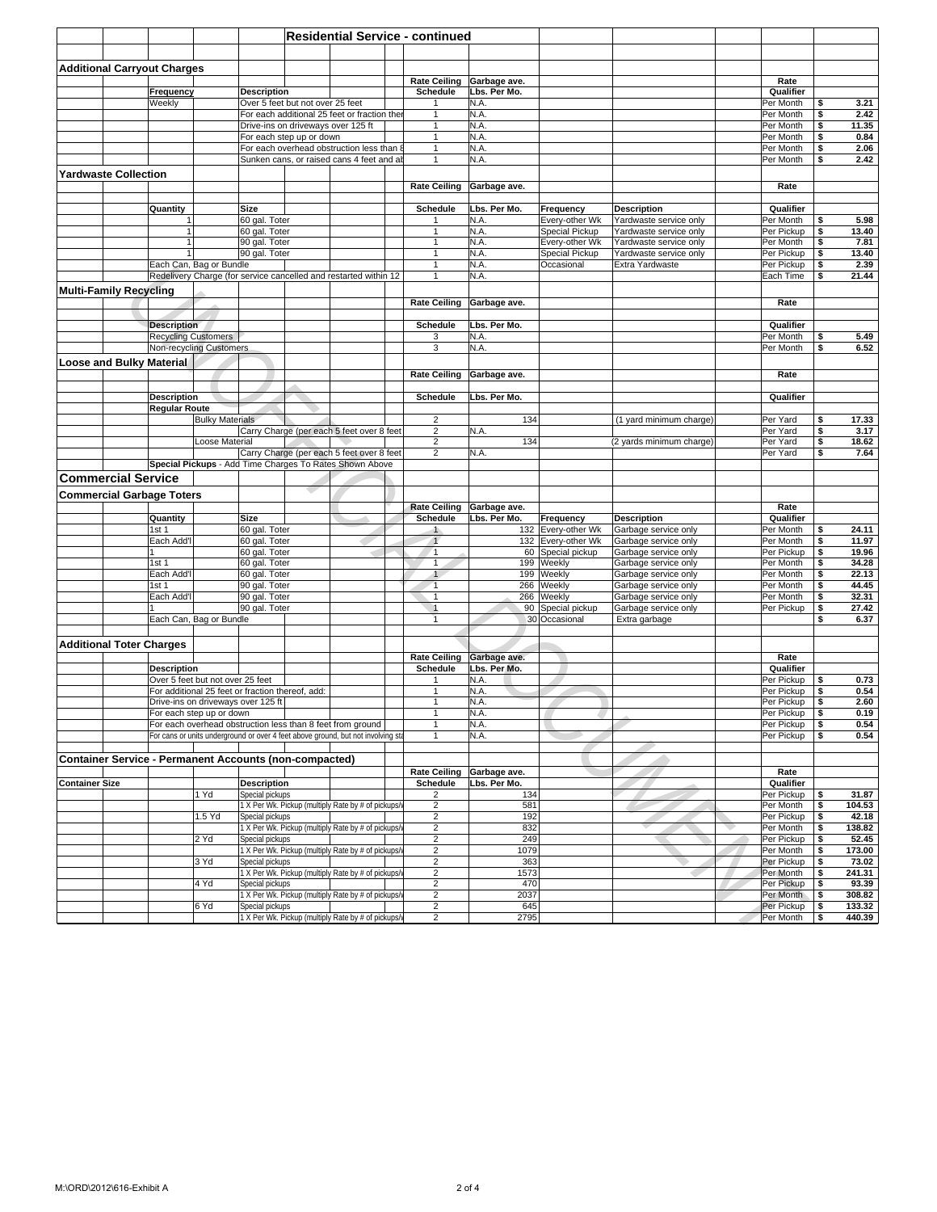# Residential Service - continued

## Additional Carryout Charges

| Frequency | Description | Rate Ceiling Schedule | Garbage ave. Lbs. Per Mo. | Rate Qualifier | Rate |
|---|---|---|---|---|---|
| Weekly | Over 5 feet but not over 25 feet | 1 | N.A. | Per Month | $ 3.21 |
| | For each additional 25 feet or fraction ther | 1 | N.A. | Per Month | $ 2.42 |
| | Drive-ins on driveways over 125 ft | 1 | N.A. | Per Month | $ 11.35 |
| | For each step up or down | 1 | N.A. | Per Month | $ 0.84 |
| | For each overhead obstruction less than 8 | 1 | N.A. | Per Month | $ 2.06 |
| | Sunken cans, or raised cans 4 feet and at | 1 | N.A. | Per Month | $ 2.42 |

## Yardwaste Collection

| Quantity | Size | Rate Ceiling Schedule | Garbage ave. Lbs. Per Mo. | Frequency | Description | Rate Qualifier | Rate |
|---|---|---|---|---|---|---|---|
| 1 | 60 gal. Toter | 1 | N.A. | Every-other Wk | Yardwaste service only | Per Month | $ 5.98 |
| 1 | 60 gal. Toter | 1 | N.A. | Special Pickup | Yardwaste service only | Per Pickup | $ 13.40 |
| 1 | 90 gal. Toter | 1 | N.A. | Every-other Wk | Yardwaste service only | Per Month | $ 7.81 |
| 1 | 90 gal. Toter | 1 | N.A. | Special Pickup | Yardwaste service only | Per Pickup | $ 13.40 |
| Each Can, Bag or Bundle | | 1 | N.A. | Occasional | Extra Yardwaste | Per Pickup | $ 2.39 |
| Redelivery Charge (for service cancelled and restarted within 12 | | 1 | N.A. | | | Each Time | $ 21.44 |

## Multi-Family Recycling

| Description | Rate Ceiling Schedule | Garbage ave. Lbs. Per Mo. | Rate Qualifier | Rate |
|---|---|---|---|---|
| Recycling Customers | 3 | N.A. | Per Month | $ 5.49 |
| Non-recycling Customers | 3 | N.A. | Per Month | $ 6.52 |

## Loose and Bulky Material

| Description | | Rate Ceiling Schedule | Garbage ave. Lbs. Per Mo. | | Rate Qualifier | Rate |
|---|---|---|---|---|---|---|
| **Regular Route** | | | | | | |
| Bulky Materials | | 2 | 134 | (1 yard minimum charge) | Per Yard | $ 17.33 |
| | Carry Charge (per each 5 feet over 8 feet | 2 | N.A. | | Per Yard | $ 3.17 |
| Loose Material | | 2 | 134 | (2 yards minimum charge) | Per Yard | $ 18.62 |
| | Carry Charge (per each 5 feet over 8 feet | 2 | N.A. | | Per Yard | $ 7.64 |

**Special Pickups** - Add Time Charges To Rates Shown Above

# Commercial Service

## Commercial Garbage Toters

| Quantity | Size | Rate Ceiling Schedule | Garbage ave. Lbs. Per Mo. | Frequency | Description | Rate Qualifier | Rate |
|---|---|---|---|---|---|---|---|
| 1st 1 | 60 gal. Toter | 1 | 132 | Every-other Wk | Garbage service only | Per Month | $ 24.11 |
| Each Add'l | 60 gal. Toter | 1 | 132 | Every-other Wk | Garbage service only | Per Month | $ 11.97 |
| 1 | 60 gal. Toter | 1 | 60 | Special pickup | Garbage service only | Per Pickup | $ 19.96 |
| 1st 1 | 60 gal. Toter | 1 | 199 | Weekly | Garbage service only | Per Month | $ 34.28 |
| Each Add'l | 60 gal. Toter | 1 | 199 | Weekly | Garbage service only | Per Month | $ 22.13 |
| 1st 1 | 90 gal. Toter | 1 | 266 | Weekly | Garbage service only | Per Month | $ 44.45 |
| Each Add'l | 90 gal. Toter | 1 | 266 | Weekly | Garbage service only | Per Month | $ 32.31 |
| 1 | 90 gal. Toter | 1 | 90 | Special pickup | Garbage service only | Per Pickup | $ 27.42 |
| Each Can, Bag or Bundle | | 1 | 30 | Occasional | Extra garbage | | $ 6.37 |

## Additional Toter Charges

| Description | Rate Ceiling Schedule | Garbage ave. Lbs. Per Mo. | Rate Qualifier | Rate |
|---|---|---|---|---|
| Over 5 feet but not over 25 feet | 1 | N.A. | Per Pickup | $ 0.73 |
| For additional 25 feet or fraction thereof, add: | 1 | N.A. | Per Pickup | $ 0.54 |
| Drive-ins on driveways over 125 ft | 1 | N.A. | Per Pickup | $ 2.60 |
| For each step up or down | 1 | N.A. | Per Pickup | $ 0.19 |
| For each overhead obstruction less than 8 feet from ground | 1 | N.A. | Per Pickup | $ 0.54 |
| For cans or units underground or over 4 feet above ground, but not involving sta | 1 | N.A. | Per Pickup | $ 0.54 |

## Container Service - Permanent Accounts (non-compacted)

| Container Size | Description | Rate Ceiling Schedule | Garbage ave. Lbs. Per Mo. | Rate Qualifier | Rate |
|---|---|---|---|---|---|
| 1 Yd | Special pickups | 2 | 134 | Per Pickup | $ 31.87 |
| | 1 X Per Wk. Pickup (multiply Rate by # of pickups/w | 2 | 581 | Per Month | $ 104.53 |
| 1.5 Yd | Special pickups | 2 | 192 | Per Pickup | $ 42.18 |
| | 1 X Per Wk. Pickup (multiply Rate by # of pickups/w | 2 | 832 | Per Month | $ 138.82 |
| 2 Yd | Special pickups | 2 | 249 | Per Pickup | $ 52.45 |
| | 1 X Per Wk. Pickup (multiply Rate by # of pickups/w | 2 | 1079 | Per Month | $ 173.00 |
| 3 Yd | Special pickups | 2 | 363 | Per Pickup | $ 73.02 |
| | 1 X Per Wk. Pickup (multiply Rate by # of pickups/w | 2 | 1573 | Per Month | $ 241.31 |
| 4 Yd | Special pickups | 2 | 470 | Per Pickup | $ 93.39 |
| | 1 X Per Wk. Pickup (multiply Rate by # of pickups/w | 2 | 2037 | Per Month | $ 308.82 |
| 6 Yd | Special pickups | 2 | 645 | Per Pickup | $ 133.32 |
| | 1 X Per Wk. Pickup (multiply Rate by # of pickups/w | 2 | 2795 | Per Month | $ 440.39 |

M:\ORD\2012\616-Exhibit A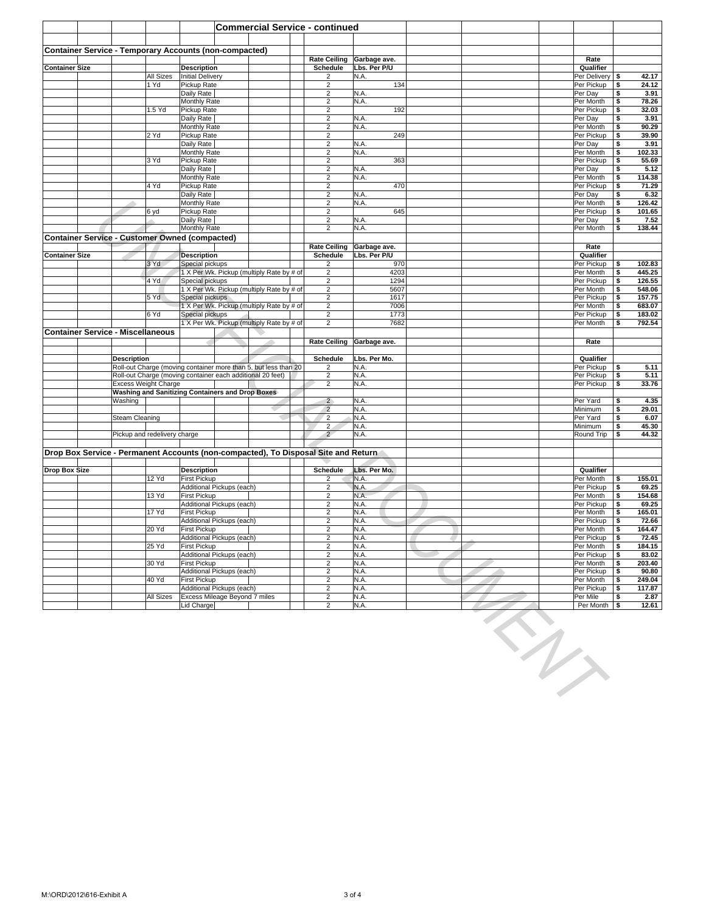## Commercial Service - continued

### Container Service - Temporary Accounts (non-compacted)

| Container Size | | Description | Rate Ceiling Schedule | Garbage ave. Lbs. Per P/U | Rate Qualifier | |
|---|---|---|---|---|---|---|
| | All Sizes | Initial Delivery | 2 | N.A. | Per Delivery | $ 42.17 |
| | 1 Yd | Pickup Rate | 2 | 134 | Per Pickup | $ 24.12 |
| | | Daily Rate | 2 | N.A. | Per Day | $ 3.91 |
| | | Monthly Rate | 2 | N.A. | Per Month | $ 78.26 |
| | 1.5 Yd | Pickup Rate | 2 | 192 | Per Pickup | $ 32.03 |
| | | Daily Rate | 2 | N.A. | Per Day | $ 3.91 |
| | | Monthly Rate | 2 | N.A. | Per Month | $ 90.29 |
| | 2 Yd | Pickup Rate | 2 | 249 | Per Pickup | $ 39.90 |
| | | Daily Rate | 2 | N.A. | Per Day | $ 3.91 |
| | | Monthly Rate | 2 | N.A. | Per Month | $ 102.33 |
| | 3 Yd | Pickup Rate | 2 | 363 | Per Pickup | $ 55.69 |
| | | Daily Rate | 2 | N.A. | Per Day | $ 5.12 |
| | | Monthly Rate | 2 | N.A. | Per Month | $ 114.38 |
| | 4 Yd | Pickup Rate | 2 | 470 | Per Pickup | $ 71.29 |
| | | Daily Rate | 2 | N.A. | Per Day | $ 6.32 |
| | | Monthly Rate | 2 | N.A. | Per Month | $ 126.42 |
| | 6 yd | Pickup Rate | 2 | 645 | Per Pickup | $ 101.65 |
| | | Daily Rate | 2 | N.A. | Per Day | $ 7.52 |
| | | Monthly Rate | 2 | N.A. | Per Month | $ 138.44 |

### Container Service - Customer Owned (compacted)

| Container Size | | Description | Rate Ceiling Schedule | Garbage ave. Lbs. Per P/U | Rate Qualifier | |
|---|---|---|---|---|---|---|
| | 3 Yd | Special pickups | 2 | 970 | Per Pickup | $ 102.83 |
| | | 1 X Per Wk. Pickup (multiply Rate by # of | 2 | 4203 | Per Month | $ 445.25 |
| | 4 Yd | Special pickups | 2 | 1294 | Per Pickup | $ 126.55 |
| | | 1 X Per Wk. Pickup (multiply Rate by # of | 2 | 5607 | Per Month | $ 548.06 |
| | 5 Yd | Special pickups | 2 | 1617 | Per Pickup | $ 157.75 |
| | | 1 X Per Wk. Pickup (multiply Rate by # of | 2 | 7006 | Per Month | $ 683.07 |
| | 6 Yd | Special pickups | 2 | 1773 | Per Pickup | $ 183.02 |
| | | 1 X Per Wk. Pickup (multiply Rate by # of | 2 | 7682 | Per Month | $ 792.54 |

### Container Service - Miscellaneous

| Description | Rate Ceiling Schedule | Garbage ave. Lbs. Per Mo. | Rate Qualifier | |
|---|---|---|---|---|
| Roll-out Charge (moving container more than 5, but less than 20 | 2 | N.A. | Per Pickup | $ 5.11 |
| Roll-out Charge (moving container each additional 20 feet) | 2 | N.A. | Per Pickup | $ 5.11 |
| Excess Weight Charge | 2 | N.A. | Per Pickup | $ 33.76 |
| **Washing and Sanitizing Containers and Drop Boxes** | | | | |
| Washing | 2 | N.A. | Per Yard | $ 4.35 |
| | 2 | N.A. | Minimum | $ 29.01 |
| Steam Cleaning | 2 | N.A. | Per Yard | $ 6.07 |
| | 2 | N.A. | Minimum | $ 45.30 |
| Pickup and redelivery charge | 2 | N.A. | Round Trip | $ 44.32 |

### Drop Box Service - Permanent Accounts (non-compacted), To Disposal Site and Return

| Drop Box Size | | Description | Schedule | Lbs. Per Mo. | Qualifier | |
|---|---|---|---|---|---|---|
| | 12 Yd | First Pickup | 2 | N.A. | Per Month | $ 155.01 |
| | | Additional Pickups (each) | 2 | N.A. | Per Pickup | $ 69.25 |
| | 13 Yd | First Pickup | 2 | N.A. | Per Month | $ 154.68 |
| | | Additional Pickups (each) | 2 | N.A. | Per Pickup | $ 69.25 |
| | 17 Yd | First Pickup | 2 | N.A. | Per Month | $ 165.01 |
| | | Additional Pickups (each) | 2 | N.A. | Per Pickup | $ 72.66 |
| | 20 Yd | First Pickup | 2 | N.A. | Per Month | $ 164.47 |
| | | Additional Pickups (each) | 2 | N.A. | Per Pickup | $ 72.45 |
| | 25 Yd | First Pickup | 2 | N.A. | Per Month | $ 184.15 |
| | | Additional Pickups (each) | 2 | N.A. | Per Pickup | $ 83.02 |
| | 30 Yd | First Pickup | 2 | N.A. | Per Month | $ 203.40 |
| | | Additional Pickups (each) | 2 | N.A. | Per Pickup | $ 90.80 |
| | 40 Yd | First Pickup | 2 | N.A. | Per Month | $ 249.04 |
| | | Additional Pickups (each) | 2 | N.A. | Per Pickup | $ 117.87 |
| | All Sizes | Excess Mileage Beyond 7 miles | 2 | N.A. | Per Mile | $ 2.87 |
| | | Lid Charge | 2 | N.A. | Per Month | $ 12.61 |

M:\ORD\2012\616-Exhibit A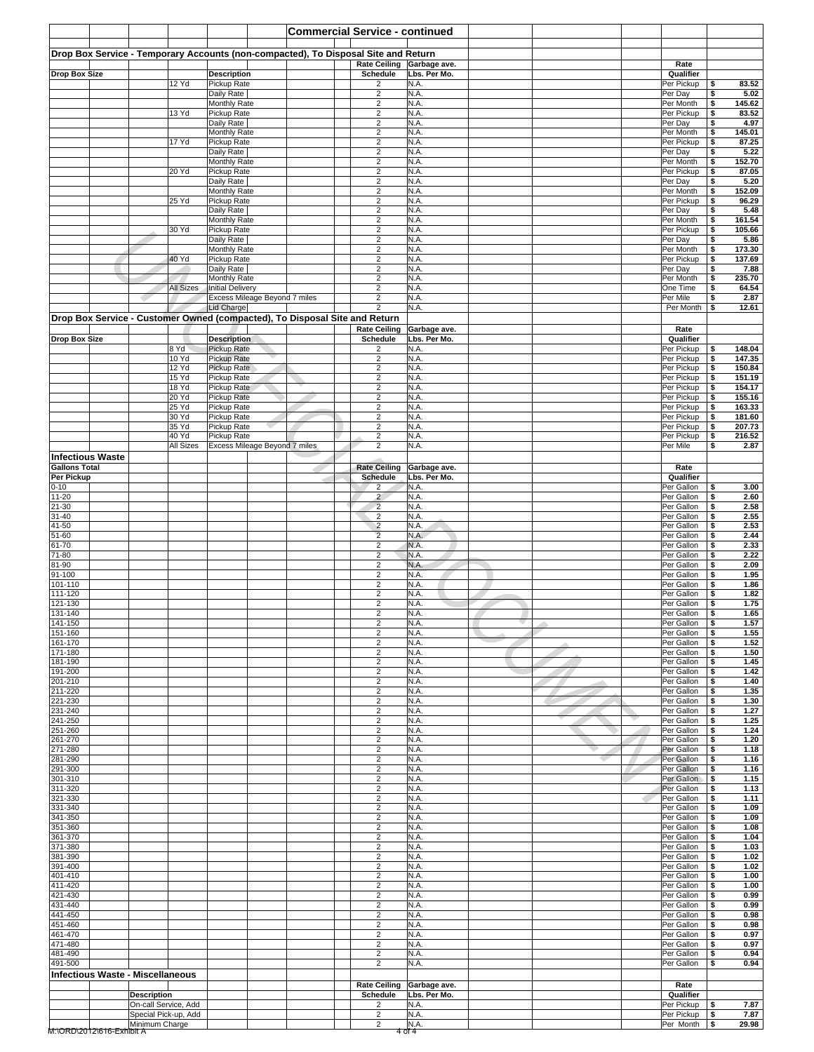## Commercial Service - continued

### Drop Box Service - Temporary Accounts (non-compacted), To Disposal Site and Return

| Drop Box Size | | Description | Rate Ceiling Schedule | Garbage ave. Lbs. Per Mo. | Rate Qualifier | |
|---|---|---|---|---|---|---|
| | 12 Yd | Pickup Rate | 2 | N.A. | Per Pickup | $ 83.52 |
| | | Daily Rate | 2 | N.A. | Per Day | $ 5.02 |
| | | Monthly Rate | 2 | N.A. | Per Month | $ 145.62 |
| | 13 Yd | Pickup Rate | 2 | N.A. | Per Pickup | $ 83.52 |
| | | Daily Rate | 2 | N.A. | Per Day | $ 4.97 |
| | | Monthly Rate | 2 | N.A. | Per Month | $ 145.01 |
| | 17 Yd | Pickup Rate | 2 | N.A. | Per Pickup | $ 87.25 |
| | | Daily Rate | 2 | N.A. | Per Day | $ 5.22 |
| | | Monthly Rate | 2 | N.A. | Per Month | $ 152.70 |
| | 20 Yd | Pickup Rate | 2 | N.A. | Per Pickup | $ 87.05 |
| | | Daily Rate | 2 | N.A. | Per Day | $ 5.20 |
| | | Monthly Rate | 2 | N.A. | Per Month | $ 152.09 |
| | 25 Yd | Pickup Rate | 2 | N.A. | Per Pickup | $ 96.29 |
| | | Daily Rate | 2 | N.A. | Per Day | $ 5.48 |
| | | Monthly Rate | 2 | N.A. | Per Month | $ 161.54 |
| | 30 Yd | Pickup Rate | 2 | N.A. | Per Pickup | $ 105.66 |
| | | Daily Rate | 2 | N.A. | Per Day | $ 5.86 |
| | | Monthly Rate | 2 | N.A. | Per Month | $ 173.30 |
| | 40 Yd | Pickup Rate | 2 | N.A. | Per Pickup | $ 137.69 |
| | | Daily Rate | 2 | N.A. | Per Day | $ 7.88 |
| | | Monthly Rate | 2 | N.A. | Per Month | $ 235.70 |
| | All Sizes | Initial Delivery | 2 | N.A. | One Time | $ 64.54 |
| | | Excess Mileage Beyond 7 miles | 2 | N.A. | Per Mile | $ 2.87 |
| | | Lid Charge | 2 | N.A. | Per Month | $ 12.61 |

### Drop Box Service - Customer Owned (compacted), To Disposal Site and Return

| Drop Box Size | | Description | Rate Ceiling Schedule | Garbage ave. Lbs. Per Mo. | Rate Qualifier | |
|---|---|---|---|---|---|---|
| | 8 Yd | Pickup Rate | 2 | N.A. | Per Pickup | $ 148.04 |
| | 10 Yd | Pickup Rate | 2 | N.A. | Per Pickup | $ 147.35 |
| | 12 Yd | Pickup Rate | 2 | N.A. | Per Pickup | $ 150.84 |
| | 15 Yd | Pickup Rate | 2 | N.A. | Per Pickup | $ 151.19 |
| | 18 Yd | Pickup Rate | 2 | N.A. | Per Pickup | $ 154.17 |
| | 20 Yd | Pickup Rate | 2 | N.A. | Per Pickup | $ 155.16 |
| | 25 Yd | Pickup Rate | 2 | N.A. | Per Pickup | $ 163.33 |
| | 30 Yd | Pickup Rate | 2 | N.A. | Per Pickup | $ 181.60 |
| | 35 Yd | Pickup Rate | 2 | N.A. | Per Pickup | $ 207.73 |
| | 40 Yd | Pickup Rate | 2 | N.A. | Per Pickup | $ 216.52 |
| | All Sizes | Excess Mileage Beyond 7 miles | 2 | N.A. | Per Mile | $ 2.87 |

### Infectious Waste

| Gallons Total Per Pickup | Rate Ceiling Schedule | Garbage ave. Lbs. Per Mo. | Rate Qualifier | |
|---|---|---|---|---|
| 0-10 | 2 | N.A. | Per Gallon | $ 3.00 |
| 11-20 | 2 | N.A. | Per Gallon | $ 2.60 |
| 21-30 | 2 | N.A. | Per Gallon | $ 2.58 |
| 31-40 | 2 | N.A. | Per Gallon | $ 2.55 |
| 41-50 | 2 | N.A. | Per Gallon | $ 2.53 |
| 51-60 | 2 | N.A. | Per Gallon | $ 2.44 |
| 61-70 | 2 | N.A. | Per Gallon | $ 2.33 |
| 71-80 | 2 | N.A. | Per Gallon | $ 2.22 |
| 81-90 | 2 | N.A. | Per Gallon | $ 2.09 |
| 91-100 | 2 | N.A. | Per Gallon | $ 1.95 |
| 101-110 | 2 | N.A. | Per Gallon | $ 1.86 |
| 111-120 | 2 | N.A. | Per Gallon | $ 1.82 |
| 121-130 | 2 | N.A. | Per Gallon | $ 1.75 |
| 131-140 | 2 | N.A. | Per Gallon | $ 1.65 |
| 141-150 | 2 | N.A. | Per Gallon | $ 1.57 |
| 151-160 | 2 | N.A. | Per Gallon | $ 1.55 |
| 161-170 | 2 | N.A. | Per Gallon | $ 1.52 |
| 171-180 | 2 | N.A. | Per Gallon | $ 1.50 |
| 181-190 | 2 | N.A. | Per Gallon | $ 1.45 |
| 191-200 | 2 | N.A. | Per Gallon | $ 1.42 |
| 201-210 | 2 | N.A. | Per Gallon | $ 1.40 |
| 211-220 | 2 | N.A. | Per Gallon | $ 1.35 |
| 221-230 | 2 | N.A. | Per Gallon | $ 1.30 |
| 231-240 | 2 | N.A. | Per Gallon | $ 1.27 |
| 241-250 | 2 | N.A. | Per Gallon | $ 1.25 |
| 251-260 | 2 | N.A. | Per Gallon | $ 1.24 |
| 261-270 | 2 | N.A. | Per Gallon | $ 1.20 |
| 271-280 | 2 | N.A. | Per Gallon | $ 1.18 |
| 281-290 | 2 | N.A. | Per Gallon | $ 1.16 |
| 291-300 | 2 | N.A. | Per Gallon | $ 1.16 |
| 301-310 | 2 | N.A. | Per Gallon | $ 1.15 |
| 311-320 | 2 | N.A. | Per Gallon | $ 1.13 |
| 321-330 | 2 | N.A. | Per Gallon | $ 1.11 |
| 331-340 | 2 | N.A. | Per Gallon | $ 1.09 |
| 341-350 | 2 | N.A. | Per Gallon | $ 1.09 |
| 351-360 | 2 | N.A. | Per Gallon | $ 1.08 |
| 361-370 | 2 | N.A. | Per Gallon | $ 1.04 |
| 371-380 | 2 | N.A. | Per Gallon | $ 1.03 |
| 381-390 | 2 | N.A. | Per Gallon | $ 1.02 |
| 391-400 | 2 | N.A. | Per Gallon | $ 1.02 |
| 401-410 | 2 | N.A. | Per Gallon | $ 1.00 |
| 411-420 | 2 | N.A. | Per Gallon | $ 1.00 |
| 421-430 | 2 | N.A. | Per Gallon | $ 0.99 |
| 431-440 | 2 | N.A. | Per Gallon | $ 0.99 |
| 441-450 | 2 | N.A. | Per Gallon | $ 0.98 |
| 451-460 | 2 | N.A. | Per Gallon | $ 0.98 |
| 461-470 | 2 | N.A. | Per Gallon | $ 0.97 |
| 471-480 | 2 | N.A. | Per Gallon | $ 0.97 |
| 481-490 | 2 | N.A. | Per Gallon | $ 0.94 |
| 491-500 | 2 | N.A. | Per Gallon | $ 0.94 |

### Infectious Waste - Miscellaneous

| Description | Rate Ceiling Schedule | Garbage ave. Lbs. Per Mo. | Rate Qualifier | |
|---|---|---|---|---|
| On-call Service, Add | 2 | N.A. | Per Pickup | $ 7.87 |
| Special Pick-up, Add | 2 | N.A. | Per Pickup | $ 7.87 |
| Minimum Charge | 2 | N.A. | Per Month | $ 29.98 |

M:\ORD\2012\616-Exhibit A